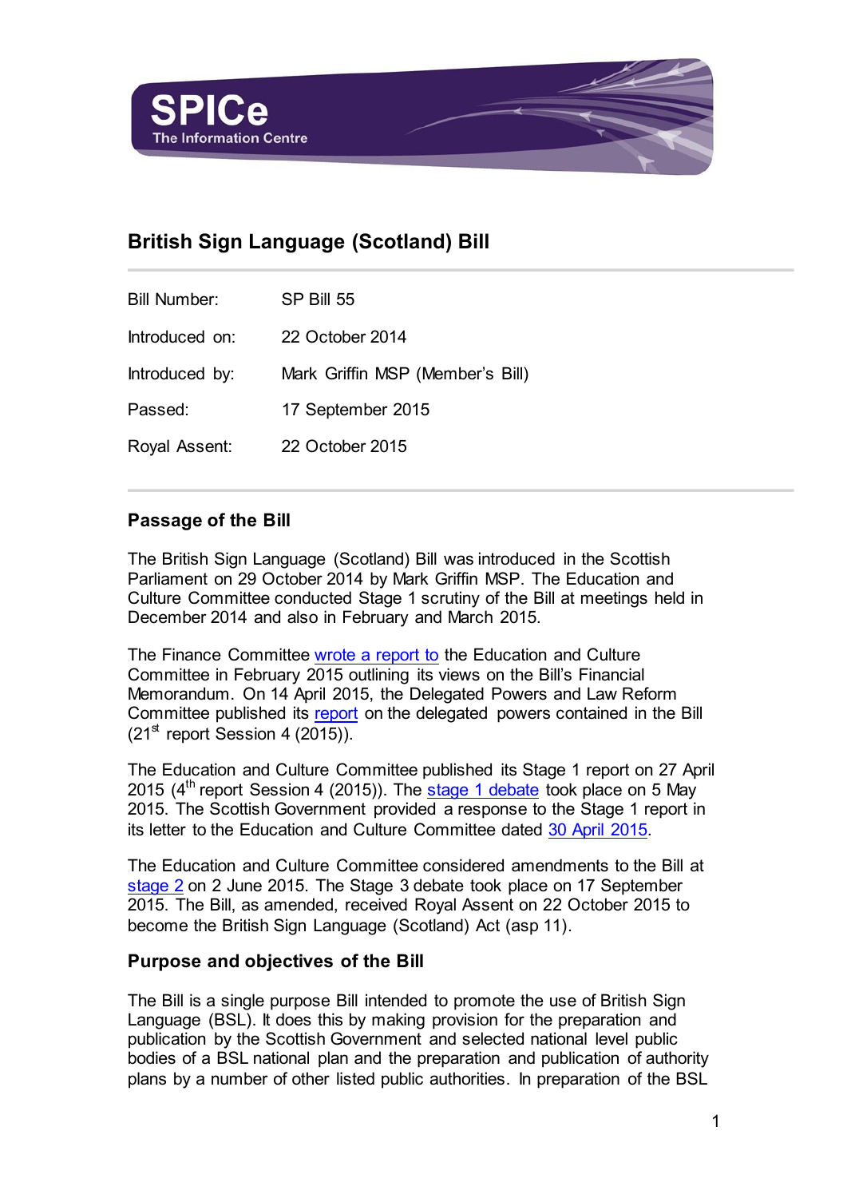SPICe
The Information Centre

# British Sign Language (Scotland) Bill

| | |
|---|---|
| Bill Number: | SP Bill 55 |
| Introduced on: | 22 October 2014 |
| Introduced by: | Mark Griffin MSP (Member's Bill) |
| Passed: | 17 September 2015 |
| Royal Assent: | 22 October 2015 |

## Passage of the Bill

The British Sign Language (Scotland) Bill was introduced in the Scottish Parliament on 29 October 2014 by Mark Griffin MSP. The Education and Culture Committee conducted Stage 1 scrutiny of the Bill at meetings held in December 2014 and also in February and March 2015.

The Finance Committee wrote a report to the Education and Culture Committee in February 2015 outlining its views on the Bill's Financial Memorandum. On 14 April 2015, the Delegated Powers and Law Reform Committee published its report on the delegated powers contained in the Bill (21st report Session 4 (2015)).

The Education and Culture Committee published its Stage 1 report on 27 April 2015 (4th report Session 4 (2015)). The stage 1 debate took place on 5 May 2015. The Scottish Government provided a response to the Stage 1 report in its letter to the Education and Culture Committee dated 30 April 2015.

The Education and Culture Committee considered amendments to the Bill at stage 2 on 2 June 2015. The Stage 3 debate took place on 17 September 2015. The Bill, as amended, received Royal Assent on 22 October 2015 to become the British Sign Language (Scotland) Act (asp 11).

## Purpose and objectives of the Bill

The Bill is a single purpose Bill intended to promote the use of British Sign Language (BSL). It does this by making provision for the preparation and publication by the Scottish Government and selected national level public bodies of a BSL national plan and the preparation and publication of authority plans by a number of other listed public authorities. In preparation of the BSL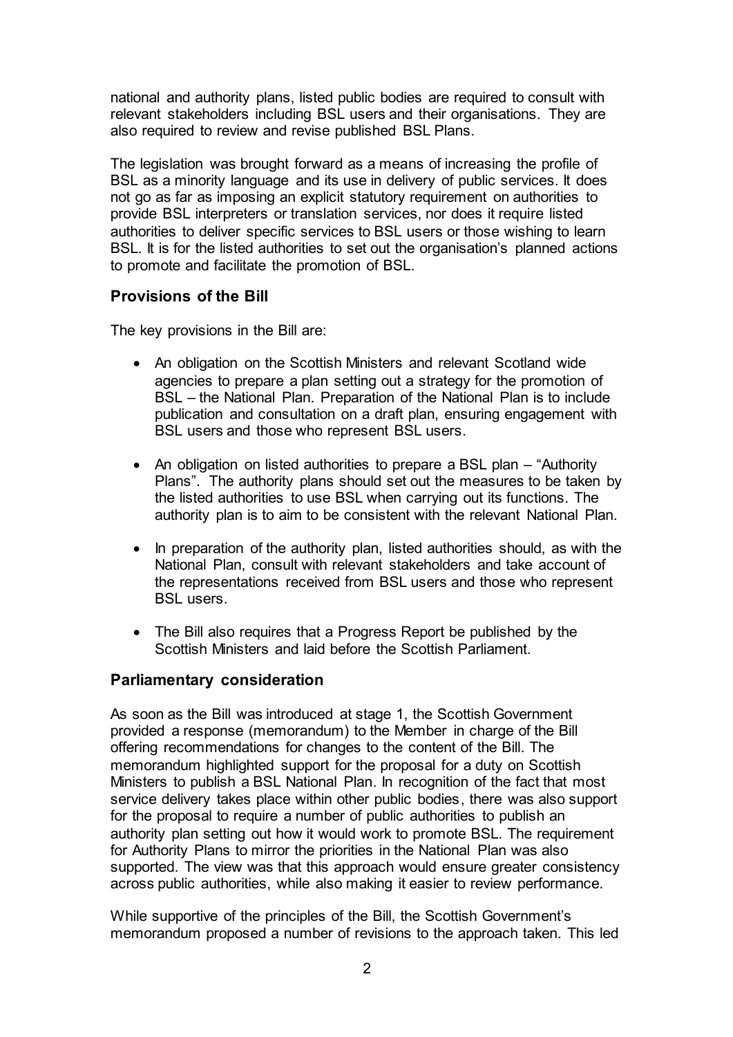national and authority plans, listed public bodies are required to consult with relevant stakeholders including BSL users and their organisations. They are also required to review and revise published BSL Plans.

The legislation was brought forward as a means of increasing the profile of BSL as a minority language and its use in delivery of public services. It does not go as far as imposing an explicit statutory requirement on authorities to provide BSL interpreters or translation services, nor does it require listed authorities to deliver specific services to BSL users or those wishing to learn BSL. It is for the listed authorities to set out the organisation's planned actions to promote and facilitate the promotion of BSL.

### Provisions of the Bill

The key provisions in the Bill are:

- An obligation on the Scottish Ministers and relevant Scotland wide agencies to prepare a plan setting out a strategy for the promotion of BSL – the National Plan. Preparation of the National Plan is to include publication and consultation on a draft plan, ensuring engagement with BSL users and those who represent BSL users.
- An obligation on listed authorities to prepare a BSL plan – "Authority Plans". The authority plans should set out the measures to be taken by the listed authorities to use BSL when carrying out its functions. The authority plan is to aim to be consistent with the relevant National Plan.
- In preparation of the authority plan, listed authorities should, as with the National Plan, consult with relevant stakeholders and take account of the representations received from BSL users and those who represent BSL users.
- The Bill also requires that a Progress Report be published by the Scottish Ministers and laid before the Scottish Parliament.

### Parliamentary consideration

As soon as the Bill was introduced at stage 1, the Scottish Government provided a response (memorandum) to the Member in charge of the Bill offering recommendations for changes to the content of the Bill. The memorandum highlighted support for the proposal for a duty on Scottish Ministers to publish a BSL National Plan. In recognition of the fact that most service delivery takes place within other public bodies, there was also support for the proposal to require a number of public authorities to publish an authority plan setting out how it would work to promote BSL. The requirement for Authority Plans to mirror the priorities in the National Plan was also supported. The view was that this approach would ensure greater consistency across public authorities, while also making it easier to review performance.

While supportive of the principles of the Bill, the Scottish Government's memorandum proposed a number of revisions to the approach taken. This led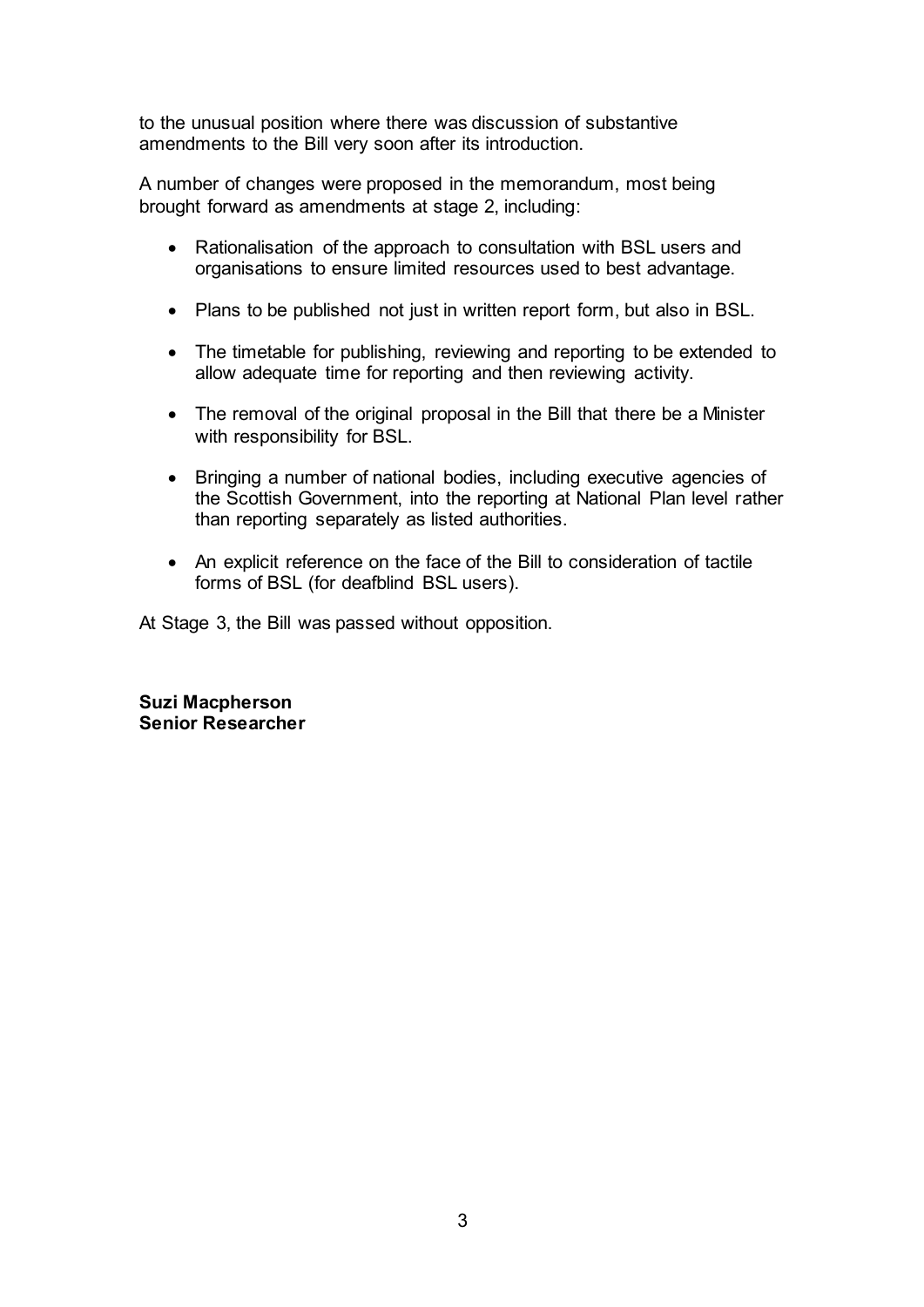to the unusual position where there was discussion of substantive amendments to the Bill very soon after its introduction.

A number of changes were proposed in the memorandum, most being brought forward as amendments at stage 2, including:

- Rationalisation of the approach to consultation with BSL users and organisations to ensure limited resources used to best advantage.
- Plans to be published not just in written report form, but also in BSL.
- The timetable for publishing, reviewing and reporting to be extended to allow adequate time for reporting and then reviewing activity.
- The removal of the original proposal in the Bill that there be a Minister with responsibility for BSL.
- Bringing a number of national bodies, including executive agencies of the Scottish Government, into the reporting at National Plan level rather than reporting separately as listed authorities.
- An explicit reference on the face of the Bill to consideration of tactile forms of BSL (for deafblind BSL users).

At Stage 3, the Bill was passed without opposition.

**Suzi Macpherson**
**Senior Researcher**